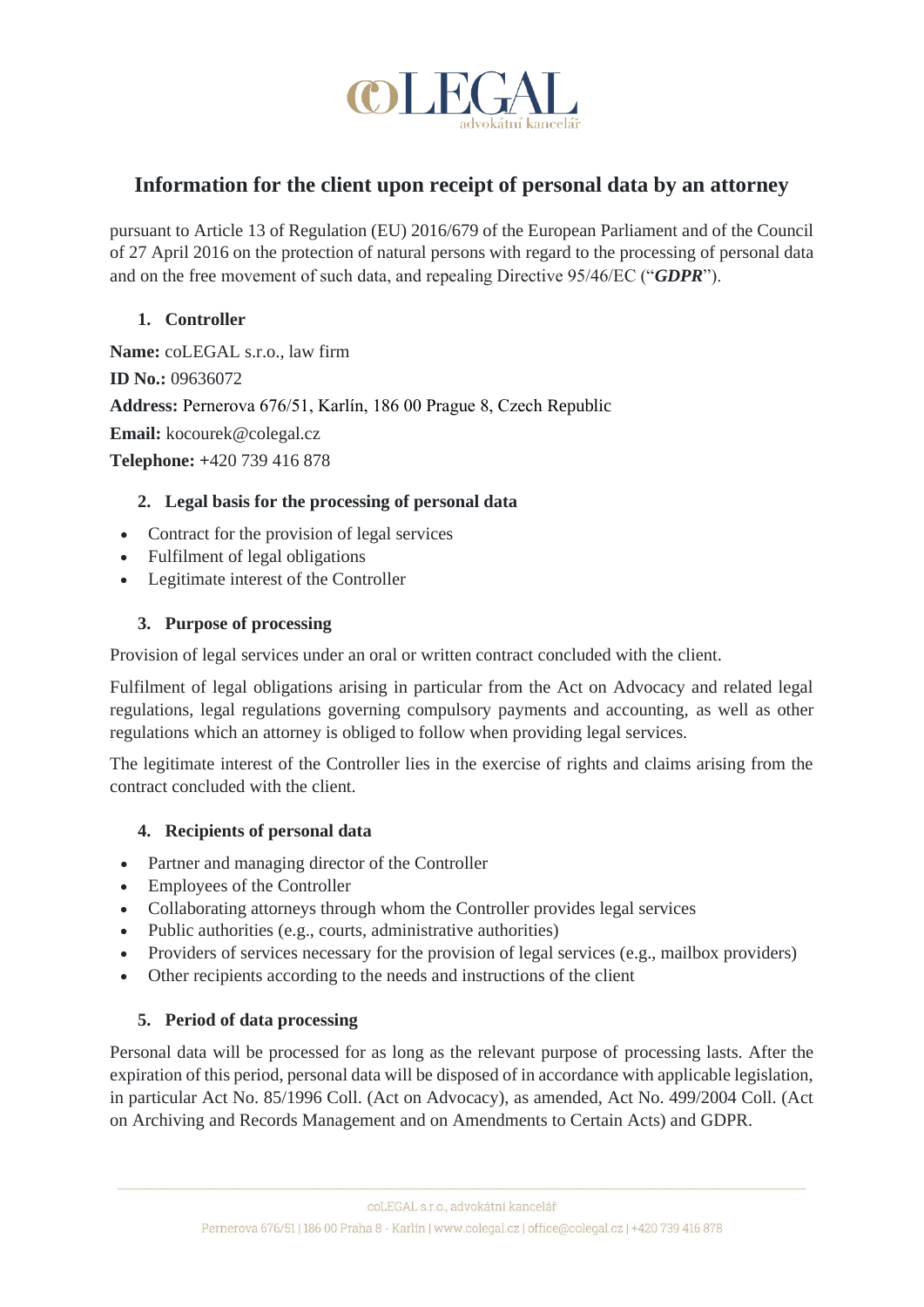# Information for the client upon receipt of personal data by an attorney

pursuant to Article 13 of Regulation (EU) 2016/679 of the European Parliament and of the Council of 27 April 2016 on the protection of natural persons with regard to the processing of personal data and on the free movement of such data, and repealing Directive 95/46/EC ("***GDPR***").

## 1. Controller

**Name:** coLEGAL s.r.o., law firm

**ID No.:** 09636072

**Address:** Pernerova 676/51, Karlín, 186 00 Prague 8, Czech Republic

**Email:** kocourek@colegal.cz

**Telephone:** +420 739 416 878

## 2. Legal basis for the processing of personal data

- Contract for the provision of legal services
- Fulfilment of legal obligations
- Legitimate interest of the Controller

## 3. Purpose of processing

Provision of legal services under an oral or written contract concluded with the client.

Fulfilment of legal obligations arising in particular from the Act on Advocacy and related legal regulations, legal regulations governing compulsory payments and accounting, as well as other regulations which an attorney is obliged to follow when providing legal services.

The legitimate interest of the Controller lies in the exercise of rights and claims arising from the contract concluded with the client.

## 4. Recipients of personal data

- Partner and managing director of the Controller
- Employees of the Controller
- Collaborating attorneys through whom the Controller provides legal services
- Public authorities (e.g., courts, administrative authorities)
- Providers of services necessary for the provision of legal services (e.g., mailbox providers)
- Other recipients according to the needs and instructions of the client

## 5. Period of data processing

Personal data will be processed for as long as the relevant purpose of processing lasts. After the expiration of this period, personal data will be disposed of in accordance with applicable legislation, in particular Act No. 85/1996 Coll. (Act on Advocacy), as amended, Act No. 499/2004 Coll. (Act on Archiving and Records Management and on Amendments to Certain Acts) and GDPR.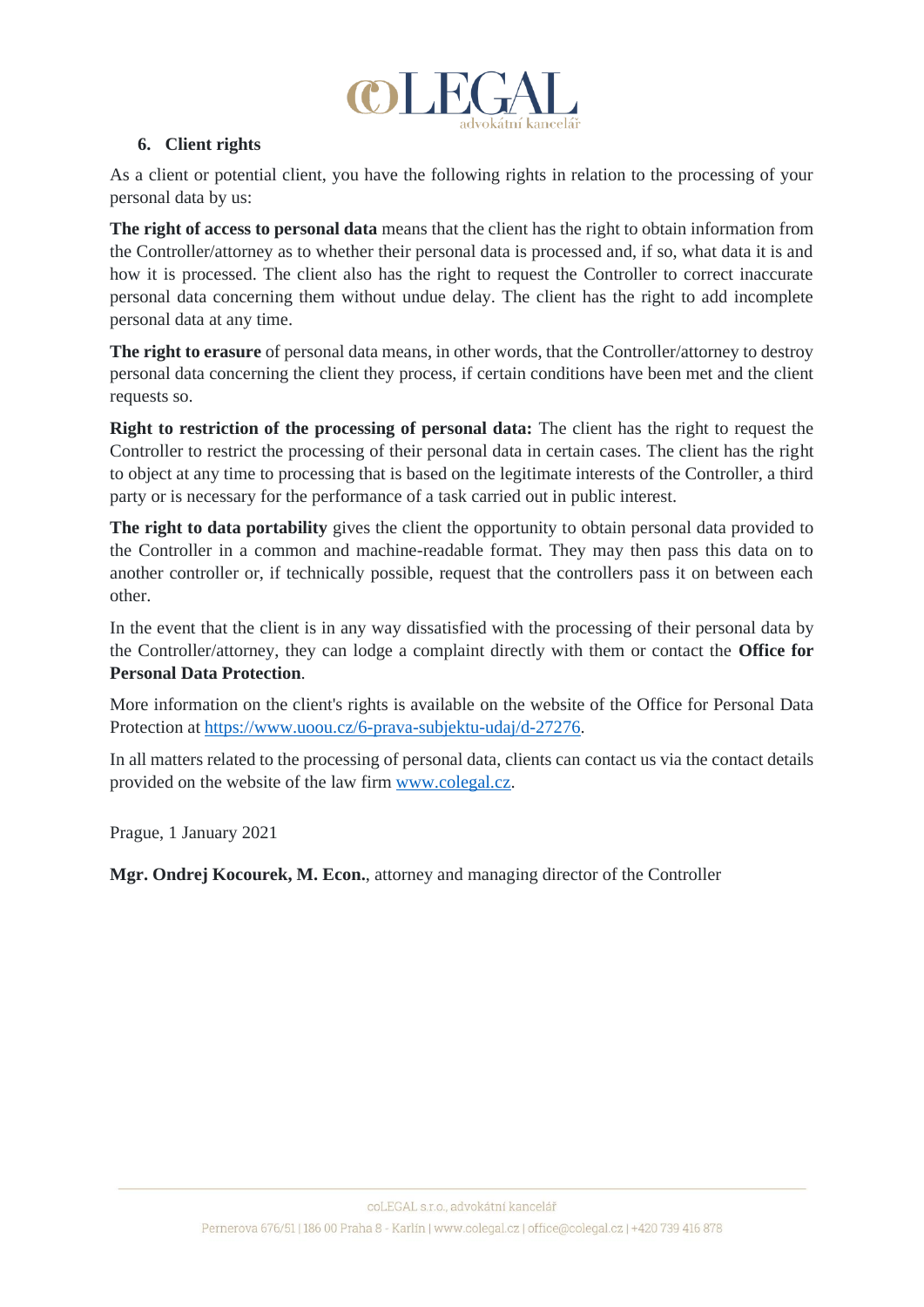## 6. Client rights

As a client or potential client, you have the following rights in relation to the processing of your personal data by us:

**The right of access to personal data** means that the client has the right to obtain information from the Controller/attorney as to whether their personal data is processed and, if so, what data it is and how it is processed. The client also has the right to request the Controller to correct inaccurate personal data concerning them without undue delay. The client has the right to add incomplete personal data at any time.

**The right to erasure** of personal data means, in other words, that the Controller/attorney to destroy personal data concerning the client they process, if certain conditions have been met and the client requests so.

**Right to restriction of the processing of personal data:** The client has the right to request the Controller to restrict the processing of their personal data in certain cases. The client has the right to object at any time to processing that is based on the legitimate interests of the Controller, a third party or is necessary for the performance of a task carried out in public interest.

**The right to data portability** gives the client the opportunity to obtain personal data provided to the Controller in a common and machine-readable format. They may then pass this data on to another controller or, if technically possible, request that the controllers pass it on between each other.

In the event that the client is in any way dissatisfied with the processing of their personal data by the Controller/attorney, they can lodge a complaint directly with them or contact the **Office for Personal Data Protection**.

More information on the client's rights is available on the website of the Office for Personal Data Protection at [https://www.uoou.cz/6-prava-subjektu-udaj/d-27276](https://www.uoou.cz/6-prava-subjektu-udaj/d-27276).

In all matters related to the processing of personal data, clients can contact us via the contact details provided on the website of the law firm [www.colegal.cz](http://www.colegal.cz).

Prague, 1 January 2021

**Mgr. Ondrej Kocourek, M. Econ.**, attorney and managing director of the Controller